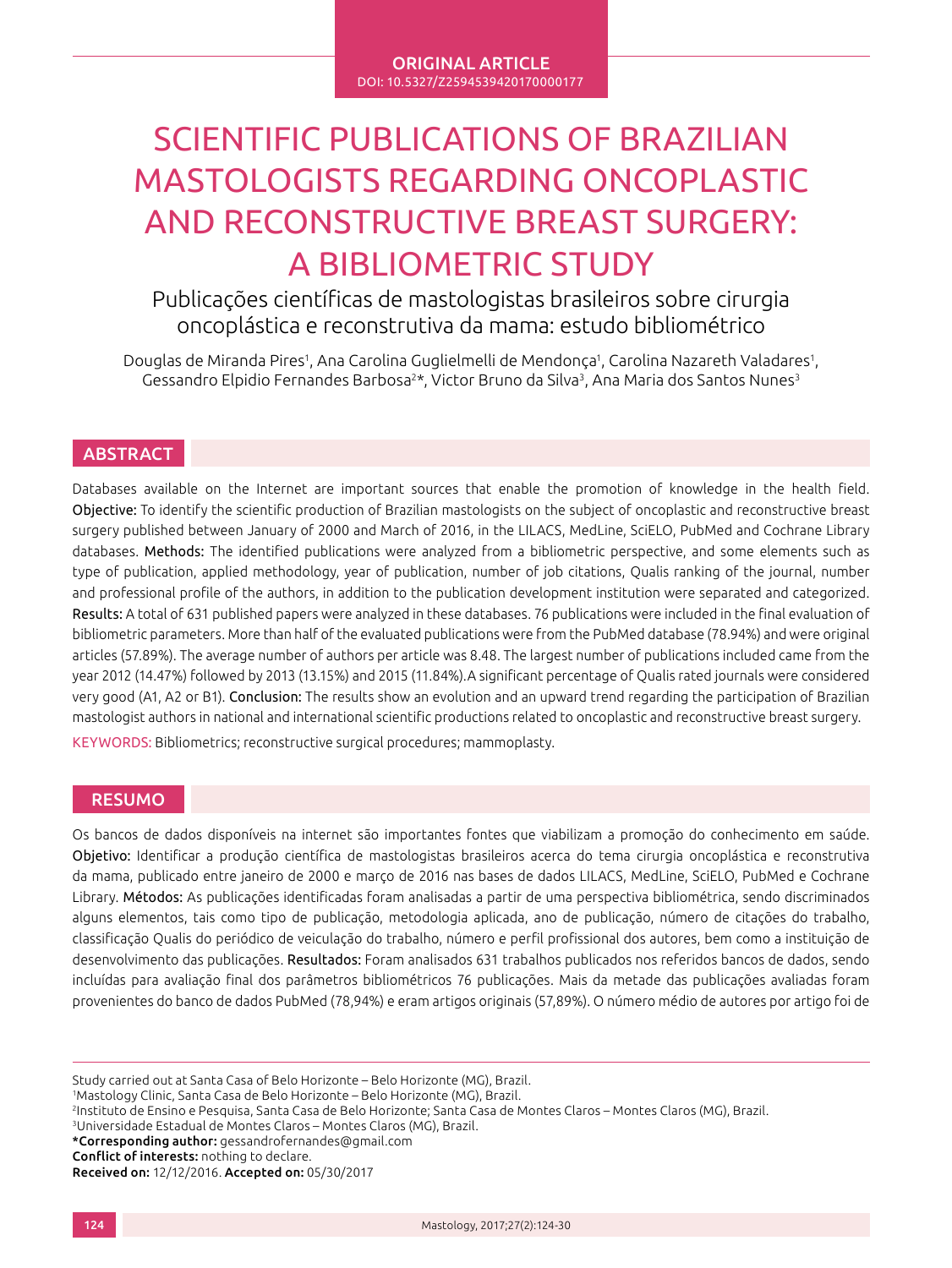ORIGINAL ARTICLE
DOI: 10.5327/Z2594539420170000177

# SCIENTIFIC PUBLICATIONS OF BRAZILIAN MASTOLOGISTS REGARDING ONCOPLASTIC AND RECONSTRUCTIVE BREAST SURGERY: A BIBLIOMETRIC STUDY

## Publicações científicas de mastologistas brasileiros sobre cirurgia oncoplástica e reconstrutiva da mama: estudo bibliométrico

Douglas de Miranda Pires[1], Ana Carolina Guglielmelli de Mendonça[1], Carolina Nazareth Valadares[1], Gessandro Elpidio Fernandes Barbosa[2]*, Victor Bruno da Silva[3], Ana Maria dos Santos Nunes[3]

## ABSTRACT

Databases available on the Internet are important sources that enable the promotion of knowledge in the health field. **Objective:** To identify the scientific production of Brazilian mastologists on the subject of oncoplastic and reconstructive breast surgery published between January of 2000 and March of 2016, in the LILACS, MedLine, SciELO, PubMed and Cochrane Library databases. **Methods:** The identified publications were analyzed from a bibliometric perspective, and some elements such as type of publication, applied methodology, year of publication, number of job citations, Qualis ranking of the journal, number and professional profile of the authors, in addition to the publication development institution were separated and categorized. **Results:** A total of 631 published papers were analyzed in these databases. 76 publications were included in the final evaluation of bibliometric parameters. More than half of the evaluated publications were from the PubMed database (78.94%) and were original articles (57.89%). The average number of authors per article was 8.48. The largest number of publications included came from the year 2012 (14.47%) followed by 2013 (13.15%) and 2015 (11.84%).A significant percentage of Qualis rated journals were considered very good (A1, A2 or B1). **Conclusion:** The results show an evolution and an upward trend regarding the participation of Brazilian mastologist authors in national and international scientific productions related to oncoplastic and reconstructive breast surgery.

KEYWORDS: Bibliometrics; reconstructive surgical procedures; mammoplasty.

## RESUMO

Os bancos de dados disponíveis na internet são importantes fontes que viabilizam a promoção do conhecimento em saúde. **Objetivo:** Identificar a produção científica de mastologistas brasileiros acerca do tema cirurgia oncoplástica e reconstrutiva da mama, publicado entre janeiro de 2000 e março de 2016 nas bases de dados LILACS, MedLine, SciELO, PubMed e Cochrane Library. **Métodos:** As publicações identificadas foram analisadas a partir de uma perspectiva bibliométrica, sendo discriminados alguns elementos, tais como tipo de publicação, metodologia aplicada, ano de publicação, número de citações do trabalho, classificação Qualis do periódico de veiculação do trabalho, número e perfil profissional dos autores, bem como a instituição de desenvolvimento das publicações. **Resultados:** Foram analisados 631 trabalhos publicados nos referidos bancos de dados, sendo incluídas para avaliação final dos parâmetros bibliométricos 76 publicações. Mais da metade das publicações avaliadas foram provenientes do banco de dados PubMed (78,94%) e eram artigos originais (57,89%). O número médio de autores por artigo foi de

---

Study carried out at Santa Casa of Belo Horizonte – Belo Horizonte (MG), Brazil.
[1]Mastology Clinic, Santa Casa de Belo Horizonte – Belo Horizonte (MG), Brazil.
[2]Instituto de Ensino e Pesquisa, Santa Casa de Belo Horizonte; Santa Casa de Montes Claros – Montes Claros (MG), Brazil.
[3]Universidade Estadual de Montes Claros – Montes Claros (MG), Brazil.
**\*Corresponding author:** gessandrofernandes@gmail.com
**Conflict of interests:** nothing to declare.
**Received on:** 12/12/2016. **Accepted on:** 05/30/2017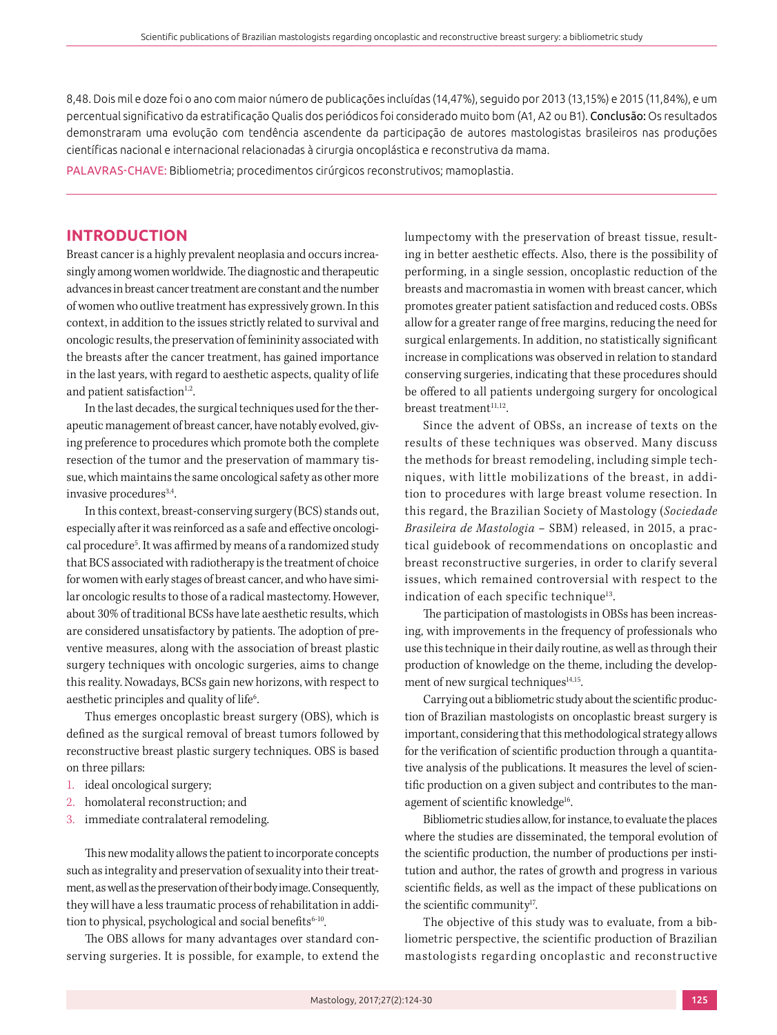8,48. Dois mil e doze foi o ano com maior número de publicações incluídas (14,47%), seguido por 2013 (13,15%) e 2015 (11,84%), e um percentual significativo da estratificação Qualis dos periódicos foi considerado muito bom (A1, A2 ou B1). **Conclusão:** Os resultados demonstraram uma evolução com tendência ascendente da participação de autores mastologistas brasileiros nas produções científicas nacional e internacional relacionadas à cirurgia oncoplástica e reconstrutiva da mama.

PALAVRAS-CHAVE: Bibliometria; procedimentos cirúrgicos reconstrutivos; mamoplastia.

## INTRODUCTION

Breast cancer is a highly prevalent neoplasia and occurs increasingly among women worldwide. The diagnostic and therapeutic advances in breast cancer treatment are constant and the number of women who outlive treatment has expressively grown. In this context, in addition to the issues strictly related to survival and oncologic results, the preservation of femininity associated with the breasts after the cancer treatment, has gained importance in the last years, with regard to aesthetic aspects, quality of life and patient satisfaction[1,2].

In the last decades, the surgical techniques used for the therapeutic management of breast cancer, have notably evolved, giving preference to procedures which promote both the complete resection of the tumor and the preservation of mammary tissue, which maintains the same oncological safety as other more invasive procedures[3,4].

In this context, breast-conserving surgery (BCS) stands out, especially after it was reinforced as a safe and effective oncological procedure[5]. It was affirmed by means of a randomized study that BCS associated with radiotherapy is the treatment of choice for women with early stages of breast cancer, and who have similar oncologic results to those of a radical mastectomy. However, about 30% of traditional BCSs have late aesthetic results, which are considered unsatisfactory by patients. The adoption of preventive measures, along with the association of breast plastic surgery techniques with oncologic surgeries, aims to change this reality. Nowadays, BCSs gain new horizons, with respect to aesthetic principles and quality of life[6].

Thus emerges oncoplastic breast surgery (OBS), which is defined as the surgical removal of breast tumors followed by reconstructive breast plastic surgery techniques. OBS is based on three pillars:

1. ideal oncological surgery;
2. homolateral reconstruction; and
3. immediate contralateral remodeling.

This new modality allows the patient to incorporate concepts such as integrality and preservation of sexuality into their treatment, as well as the preservation of their body image. Consequently, they will have a less traumatic process of rehabilitation in addition to physical, psychological and social benefits[6-10].

The OBS allows for many advantages over standard conserving surgeries. It is possible, for example, to extend the lumpectomy with the preservation of breast tissue, resulting in better aesthetic effects. Also, there is the possibility of performing, in a single session, oncoplastic reduction of the breasts and macromastia in women with breast cancer, which promotes greater patient satisfaction and reduced costs. OBSs allow for a greater range of free margins, reducing the need for surgical enlargements. In addition, no statistically significant increase in complications was observed in relation to standard conserving surgeries, indicating that these procedures should be offered to all patients undergoing surgery for oncological breast treatment[11,12].

Since the advent of OBSs, an increase of texts on the results of these techniques was observed. Many discuss the methods for breast remodeling, including simple techniques, with little mobilizations of the breast, in addition to procedures with large breast volume resection. In this regard, the Brazilian Society of Mastology (*Sociedade Brasileira de Mastologia* – SBM) released, in 2015, a practical guidebook of recommendations on oncoplastic and breast reconstructive surgeries, in order to clarify several issues, which remained controversial with respect to the indication of each specific technique[13].

The participation of mastologists in OBSs has been increasing, with improvements in the frequency of professionals who use this technique in their daily routine, as well as through their production of knowledge on the theme, including the development of new surgical techniques[14,15].

Carrying out a bibliometric study about the scientific production of Brazilian mastologists on oncoplastic breast surgery is important, considering that this methodological strategy allows for the verification of scientific production through a quantitative analysis of the publications. It measures the level of scientific production on a given subject and contributes to the management of scientific knowledge[16].

Bibliometric studies allow, for instance, to evaluate the places where the studies are disseminated, the temporal evolution of the scientific production, the number of productions per institution and author, the rates of growth and progress in various scientific fields, as well as the impact of these publications on the scientific community[17].

The objective of this study was to evaluate, from a bibliometric perspective, the scientific production of Brazilian mastologists regarding oncoplastic and reconstructive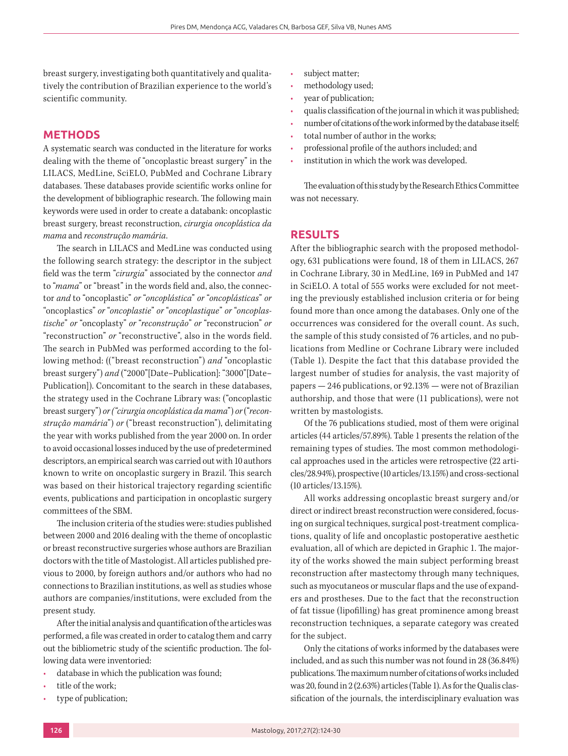breast surgery, investigating both quantitatively and qualitatively the contribution of Brazilian experience to the world's scientific community.

## METHODS

A systematic search was conducted in the literature for works dealing with the theme of "oncoplastic breast surgery" in the LILACS, MedLine, SciELO, PubMed and Cochrane Library databases. These databases provide scientific works online for the development of bibliographic research. The following main keywords were used in order to create a databank: oncoplastic breast surgery, breast reconstruction, *cirurgia oncoplástica da mama* and *reconstrução mamária*.

The search in LILACS and MedLine was conducted using the following search strategy: the descriptor in the subject field was the term "*cirurgia*" associated by the connector *and* to "*mama*" or "breast" in the words field and, also, the connector *and* to "oncoplastic" *or* "*oncoplástica*" *or* "*oncoplásticas*" *or* "oncoplastics" *or* "*oncoplastie*" *or* "*oncoplastique*" *or* "*oncoplastische*" *or* "oncoplasty" *or* "*reconstrução*" *or* "reconstrucion" *or* "reconstruction" *or* "reconstructive", also in the words field. The search in PubMed was performed according to the following method: (("breast reconstruction") *and* "oncoplastic breast surgery") *and* ("2000"[Date–Publication]: "3000"[Date–Publication]). Concomitant to the search in these databases, the strategy used in the Cochrane Library was: ("oncoplastic breast surgery") *or ("cirurgia oncoplástica da mama") or ("reconstrução mamária") or* ("breast reconstruction"), delimitating the year with works published from the year 2000 on. In order to avoid occasional losses induced by the use of predetermined descriptors, an empirical search was carried out with 10 authors known to write on oncoplastic surgery in Brazil. This search was based on their historical trajectory regarding scientific events, publications and participation in oncoplastic surgery committees of the SBM.

The inclusion criteria of the studies were: studies published between 2000 and 2016 dealing with the theme of oncoplastic or breast reconstructive surgeries whose authors are Brazilian doctors with the title of Mastologist. All articles published previous to 2000, by foreign authors and/or authors who had no connections to Brazilian institutions, as well as studies whose authors are companies/institutions, were excluded from the present study.

After the initial analysis and quantification of the articles was performed, a file was created in order to catalog them and carry out the bibliometric study of the scientific production. The following data were inventoried:

- database in which the publication was found;
- title of the work;
- type of publication;
- subject matter;
- methodology used;
- year of publication;
- qualis classification of the journal in which it was published;
- number of citations of the work informed by the database itself;
- total number of author in the works;
- professional profile of the authors included; and
- institution in which the work was developed.

The evaluation of this study by the Research Ethics Committee was not necessary.

## RESULTS

After the bibliographic search with the proposed methodology, 631 publications were found, 18 of them in LILACS, 267 in Cochrane Library, 30 in MedLine, 169 in PubMed and 147 in SciELO. A total of 555 works were excluded for not meeting the previously established inclusion criteria or for being found more than once among the databases. Only one of the occurrences was considered for the overall count. As such, the sample of this study consisted of 76 articles, and no publications from Medline or Cochrane Library were included (Table 1). Despite the fact that this database provided the largest number of studies for analysis, the vast majority of papers — 246 publications, or 92.13% — were not of Brazilian authorship, and those that were (11 publications), were not written by mastologists.

Of the 76 publications studied, most of them were original articles (44 articles/57.89%). Table 1 presents the relation of the remaining types of studies. The most common methodological approaches used in the articles were retrospective (22 articles/28.94%), prospective (10 articles/13.15%) and cross-sectional (10 articles/13.15%).

All works addressing oncoplastic breast surgery and/or direct or indirect breast reconstruction were considered, focusing on surgical techniques, surgical post-treatment complications, quality of life and oncoplastic postoperative aesthetic evaluation, all of which are depicted in Graphic 1. The majority of the works showed the main subject performing breast reconstruction after mastectomy through many techniques, such as myocutaneos or muscular flaps and the use of expanders and prostheses. Due to the fact that the reconstruction of fat tissue (lipofilling) has great prominence among breast reconstruction techniques, a separate category was created for the subject.

Only the citations of works informed by the databases were included, and as such this number was not found in 28 (36.84%) publications. The maximum number of citations of works included was 20, found in 2 (2.63%) articles (Table 1). As for the Qualis classification of the journals, the interdisciplinary evaluation was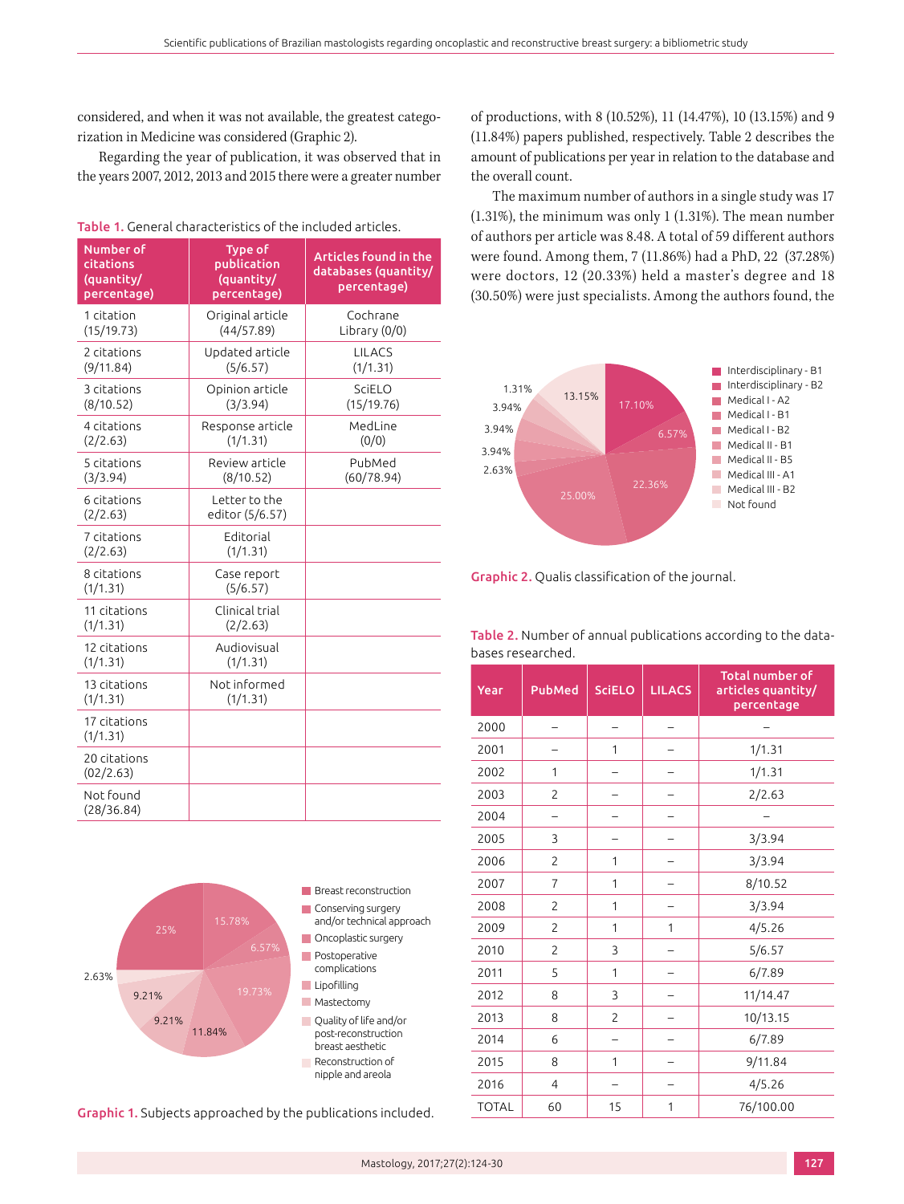considered, and when it was not available, the greatest categorization in Medicine was considered (Graphic 2).

Regarding the year of publication, it was observed that in the years 2007, 2012, 2013 and 2015 there were a greater number of productions, with 8 (10.52%), 11 (14.47%), 10 (13.15%) and 9 (11.84%) papers published, respectively. Table 2 describes the amount of publications per year in relation to the database and the overall count.

The maximum number of authors in a single study was 17 (1.31%), the minimum was only 1 (1.31%). The mean number of authors per article was 8.48. A total of 59 different authors were found. Among them, 7 (11.86%) had a PhD, 22 (37.28%) were doctors, 12 (20.33%) held a master's degree and 18 (30.50%) were just specialists. Among the authors found, the

**Table 1.** General characteristics of the included articles.

| Number of citations (quantity/ percentage) | Type of publication (quantity/ percentage) | Articles found in the databases (quantity/ percentage) |
|---|---|---|
| 1 citation (15/19.73) | Original article (44/57.89) | Cochrane Library (0/0) |
| 2 citations (9/11.84) | Updated article (5/6.57) | LILACS (1/1.31) |
| 3 citations (8/10.52) | Opinion article (3/3.94) | SciELO (15/19.76) |
| 4 citations (2/2.63) | Response article (1/1.31) | MedLine (0/0) |
| 5 citations (3/3.94) | Review article (8/10.52) | PubMed (60/78.94) |
| 6 citations (2/2.63) | Letter to the editor (5/6.57) | |
| 7 citations (2/2.63) | Editorial (1/1.31) | |
| 8 citations (1/1.31) | Case report (5/6.57) | |
| 11 citations (1/1.31) | Clinical trial (2/2.63) | |
| 12 citations (1/1.31) | Audiovisual (1/1.31) | |
| 13 citations (1/1.31) | Not informed (1/1.31) | |
| 17 citations (1/1.31) | | |
| 20 citations (02/2.63) | | |
| Not found (28/36.84) | | |

**Graphic 1.** Subjects approached by the publications included.

**Graphic 2.** Qualis classification of the journal.

**Table 2.** Number of annual publications according to the databases researched.

| Year | PubMed | SciELO | LILACS | Total number of articles quantity/ percentage |
|---|---|---|---|---|
| 2000 | – | – | – | – |
| 2001 | – | 1 | – | 1/1.31 |
| 2002 | 1 | – | – | 1/1.31 |
| 2003 | 2 | – | – | 2/2.63 |
| 2004 | – | – | – | – |
| 2005 | 3 | – | – | 3/3.94 |
| 2006 | 2 | 1 | – | 3/3.94 |
| 2007 | 7 | 1 | – | 8/10.52 |
| 2008 | 2 | 1 | – | 3/3.94 |
| 2009 | 2 | 1 | 1 | 4/5.26 |
| 2010 | 2 | 3 | – | 5/6.57 |
| 2011 | 5 | 1 | – | 6/7.89 |
| 2012 | 8 | 3 | – | 11/14.47 |
| 2013 | 8 | 2 | – | 10/13.15 |
| 2014 | 6 | – | – | 6/7.89 |
| 2015 | 8 | 1 | – | 9/11.84 |
| 2016 | 4 | – | – | 4/5.26 |
| TOTAL | 60 | 15 | 1 | 76/100.00 |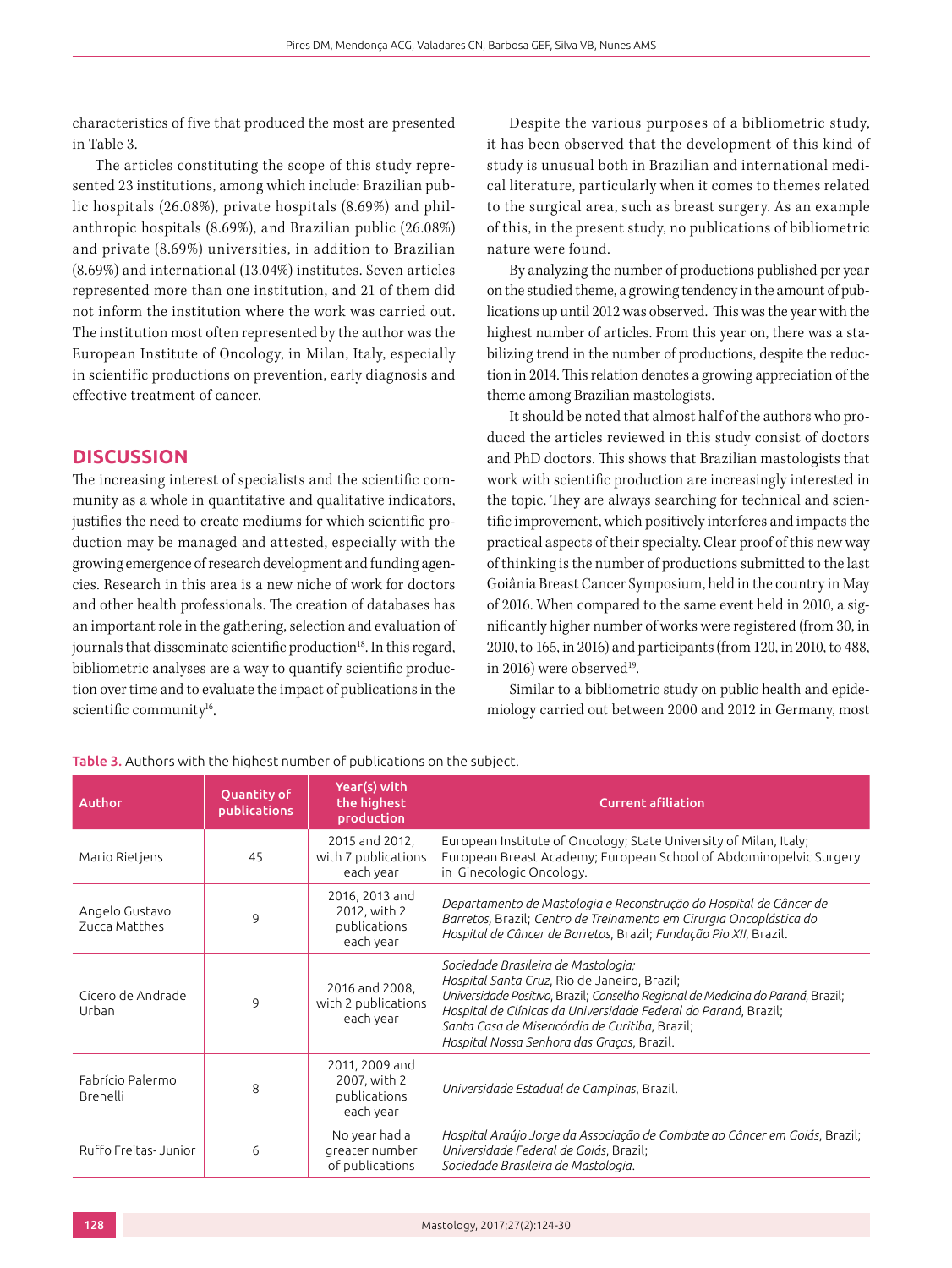characteristics of five that produced the most are presented in Table 3.

The articles constituting the scope of this study represented 23 institutions, among which include: Brazilian public hospitals (26.08%), private hospitals (8.69%) and philanthropic hospitals (8.69%), and Brazilian public (26.08%) and private (8.69%) universities, in addition to Brazilian (8.69%) and international (13.04%) institutes. Seven articles represented more than one institution, and 21 of them did not inform the institution where the work was carried out. The institution most often represented by the author was the European Institute of Oncology, in Milan, Italy, especially in scientific productions on prevention, early diagnosis and effective treatment of cancer.

## DISCUSSION

The increasing interest of specialists and the scientific community as a whole in quantitative and qualitative indicators, justifies the need to create mediums for which scientific production may be managed and attested, especially with the growing emergence of research development and funding agencies. Research in this area is a new niche of work for doctors and other health professionals. The creation of databases has an important role in the gathering, selection and evaluation of journals that disseminate scientific production[18]. In this regard, bibliometric analyses are a way to quantify scientific production over time and to evaluate the impact of publications in the scientific community[16].

Despite the various purposes of a bibliometric study, it has been observed that the development of this kind of study is unusual both in Brazilian and international medical literature, particularly when it comes to themes related to the surgical area, such as breast surgery. As an example of this, in the present study, no publications of bibliometric nature were found.

By analyzing the number of productions published per year on the studied theme, a growing tendency in the amount of publications up until 2012 was observed. This was the year with the highest number of articles. From this year on, there was a stabilizing trend in the number of productions, despite the reduction in 2014. This relation denotes a growing appreciation of the theme among Brazilian mastologists.

It should be noted that almost half of the authors who produced the articles reviewed in this study consist of doctors and PhD doctors. This shows that Brazilian mastologists that work with scientific production are increasingly interested in the topic. They are always searching for technical and scientific improvement, which positively interferes and impacts the practical aspects of their specialty. Clear proof of this new way of thinking is the number of productions submitted to the last Goiânia Breast Cancer Symposium, held in the country in May of 2016. When compared to the same event held in 2010, a significantly higher number of works were registered (from 30, in 2010, to 165, in 2016) and participants (from 120, in 2010, to 488, in 2016) were observed[19].

Similar to a bibliometric study on public health and epidemiology carried out between 2000 and 2012 in Germany, most

Table 3. Authors with the highest number of publications on the subject.

| Author | Quantity of publications | Year(s) with the highest production | Current afiliation |
|---|---|---|---|
| Mario Rietjens | 45 | 2015 and 2012, with 7 publications each year | European Institute of Oncology; State University of Milan, Italy; European Breast Academy; European School of Abdominopelvic Surgery in Ginecologic Oncology. |
| Angelo Gustavo Zucca Matthes | 9 | 2016, 2013 and 2012, with 2 publications each year | *Departamento de Mastologia e Reconstrução do Hospital de Câncer de Barretos*, Brazil; *Centro de Treinamento em Cirurgia Oncoplástica do Hospital de Câncer de Barretos*, Brazil; *Fundação Pio XII*, Brazil. |
| Cícero de Andrade Urban | 9 | 2016 and 2008, with 2 publications each year | *Sociedade Brasileira de Mastologia;* *Hospital Santa Cruz*, Rio de Janeiro, Brazil; *Universidade Positivo*, Brazil; *Conselho Regional de Medicina do Paraná*, Brazil; *Hospital de Clínicas da Universidade Federal do Paraná*, Brazil; *Santa Casa de Misericórdia de Curitiba*, Brazil; *Hospital Nossa Senhora das Graças*, Brazil. |
| Fabrício Palermo Brenelli | 8 | 2011, 2009 and 2007, with 2 publications each year | *Universidade Estadual de Campinas*, Brazil. |
| Ruffo Freitas- Junior | 6 | No year had a greater number of publications | *Hospital Araújo Jorge da Associação de Combate ao Câncer em Goiás*, Brazil; *Universidade Federal de Goiás*, Brazil; *Sociedade Brasileira de Mastologia*. |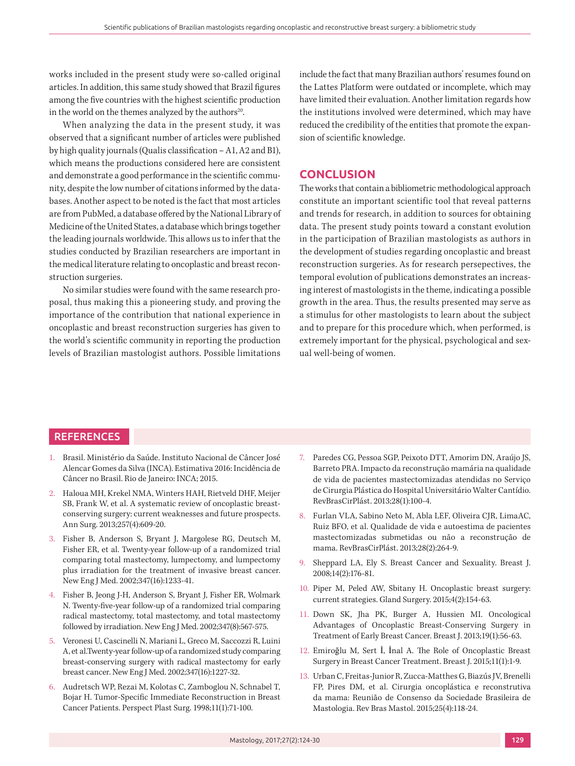works included in the present study were so-called original articles. In addition, this same study showed that Brazil figures among the five countries with the highest scientific production in the world on the themes analyzed by the authors[20].

When analyzing the data in the present study, it was observed that a significant number of articles were published by high quality journals (Qualis classification – A1, A2 and B1), which means the productions considered here are consistent and demonstrate a good performance in the scientific community, despite the low number of citations informed by the databases. Another aspect to be noted is the fact that most articles are from PubMed, a database offered by the National Library of Medicine of the United States, a database which brings together the leading journals worldwide. This allows us to infer that the studies conducted by Brazilian researchers are important in the medical literature relating to oncoplastic and breast reconstruction surgeries.

No similar studies were found with the same research proposal, thus making this a pioneering study, and proving the importance of the contribution that national experience in oncoplastic and breast reconstruction surgeries has given to the world's scientific community in reporting the production levels of Brazilian mastologist authors. Possible limitations include the fact that many Brazilian authors' resumes found on the Lattes Platform were outdated or incomplete, which may have limited their evaluation. Another limitation regards how the institutions involved were determined, which may have reduced the credibility of the entities that promote the expansion of scientific knowledge.

## CONCLUSION

The works that contain a bibliometric methodological approach constitute an important scientific tool that reveal patterns and trends for research, in addition to sources for obtaining data. The present study points toward a constant evolution in the participation of Brazilian mastologists as authors in the development of studies regarding oncoplastic and breast reconstruction surgeries. As for research persepectives, the temporal evolution of publications demonstrates an increasing interest of mastologists in the theme, indicating a possible growth in the area. Thus, the results presented may serve as a stimulus for other mastologists to learn about the subject and to prepare for this procedure which, when performed, is extremely important for the physical, psychological and sexual well-being of women.

## REFERENCES

1. Brasil. Ministério da Saúde. Instituto Nacional de Câncer José Alencar Gomes da Silva (INCA). Estimativa 2016: Incidência de Câncer no Brasil. Rio de Janeiro: INCA; 2015.
2. Haloua MH, Krekel NMA, Winters HAH, Rietveld DHF, Meijer SB, Frank W, et al. A systematic review of oncoplastic breast-conserving surgery: current weaknesses and future prospects. Ann Surg. 2013;257(4):609-20.
3. Fisher B, Anderson S, Bryant J, Margolese RG, Deutsch M, Fisher ER, et al. Twenty-year follow-up of a randomized trial comparing total mastectomy, lumpectomy, and lumpectomy plus irradiation for the treatment of invasive breast cancer. New Eng J Med. 2002;347(16):1233-41.
4. Fisher B, Jeong J-H, Anderson S, Bryant J, Fisher ER, Wolmark N. Twenty-five-year follow-up of a randomized trial comparing radical mastectomy, total mastectomy, and total mastectomy followed by irradiation. New Eng J Med. 2002;347(8):567-575.
5. Veronesi U, Cascinelli N, Mariani L, Greco M, Saccozzi R, Luini A, et al.Twenty-year follow-up of a randomized study comparing breast-conserving surgery with radical mastectomy for early breast cancer. New Eng J Med. 2002;347(16):1227-32.
6. Audretsch WP, Rezai M, Kolotas C, Zamboglou N, Schnabel T, Bojar H. Tumor-Specific Immediate Reconstruction in Breast Cancer Patients. Perspect Plast Surg. 1998;11(1):71-100.
7. Paredes CG, Pessoa SGP, Peixoto DTT, Amorim DN, Araújo JS, Barreto PRA. Impacto da reconstrução mamária na qualidade de vida de pacientes mastectomizadas atendidas no Serviço de Cirurgia Plástica do Hospital Universitário Walter Cantídio. RevBrasCirPlást. 2013;28(1):100-4.
8. Furlan VLA, Sabino Neto M, Abla LEF, Oliveira CJR, LimaAC, Ruiz BFO, et al. Qualidade de vida e autoestima de pacientes mastectomizadas submetidas ou não a reconstrução de mama. RevBrasCirPlást. 2013;28(2):264-9.
9. Sheppard LA, Ely S. Breast Cancer and Sexuality. Breast J. 2008;14(2):176-81.
10. Piper M, Peled AW, Sbitany H. Oncoplastic breast surgery: current strategies. Gland Surgery. 2015;4(2):154-63.
11. Down SK, Jha PK, Burger A, Hussien MI. Oncological Advantages of Oncoplastic Breast-Conserving Surgery in Treatment of Early Breast Cancer. Breast J. 2013;19(1):56-63.
12. Emiroğlu M, Sert İ, İnal A. The Role of Oncoplastic Breast Surgery in Breast Cancer Treatment. Breast J. 2015;11(1):1-9.
13. Urban C, Freitas-Junior R, Zucca-Matthes G, Biazús JV, Brenelli FP, Pires DM, et al. Cirurgia oncoplástica e reconstrutiva da mama: Reunião de Consenso da Sociedade Brasileira de Mastologia. Rev Bras Mastol. 2015;25(4):118-24.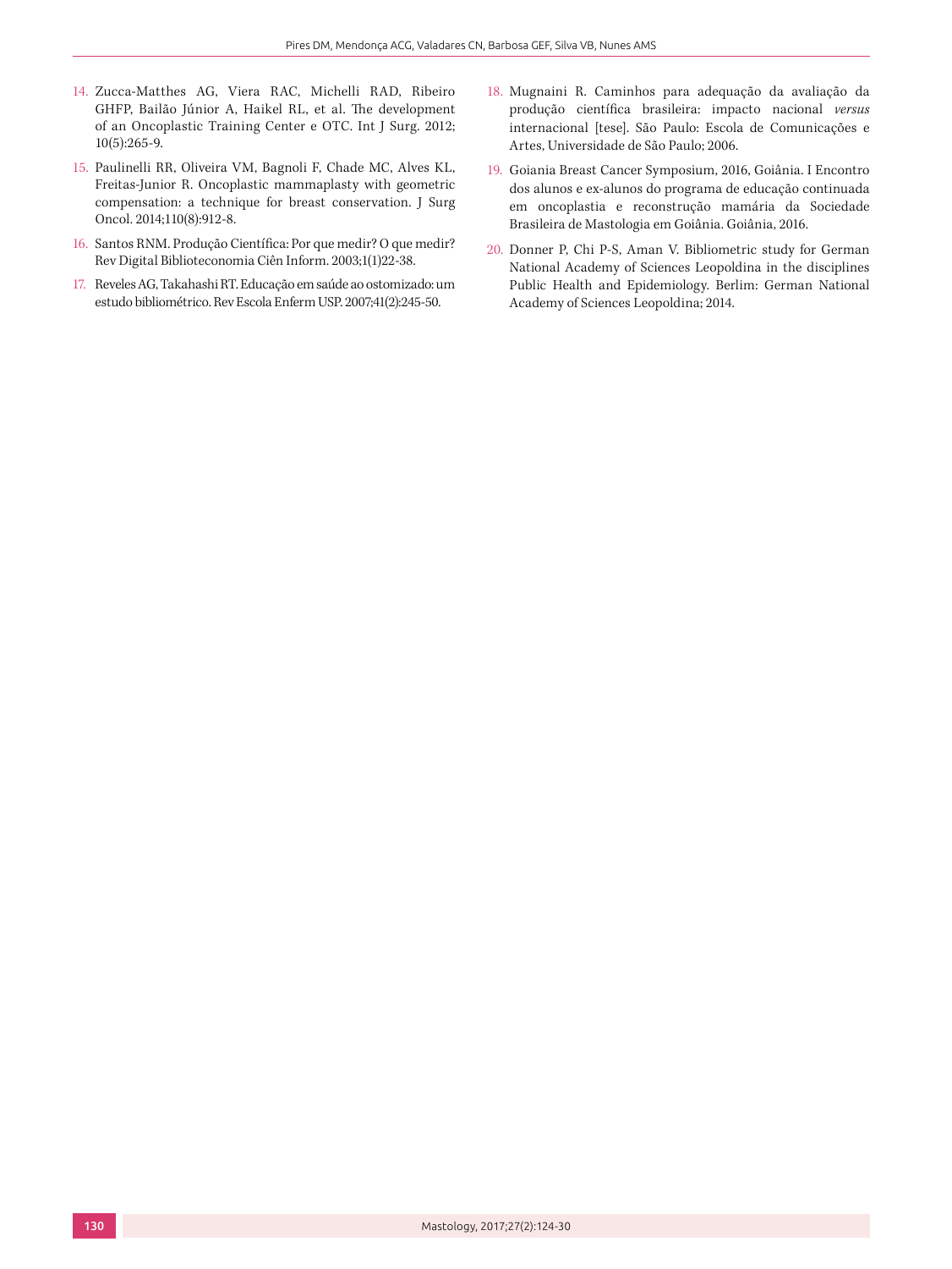14. Zucca-Matthes AG, Viera RAC, Michelli RAD, Ribeiro GHFP, Bailão Júnior A, Haikel RL, et al. The development of an Oncoplastic Training Center e OTC. Int J Surg. 2012; 10(5):265-9.
15. Paulinelli RR, Oliveira VM, Bagnoli F, Chade MC, Alves KL, Freitas-Junior R. Oncoplastic mammaplasty with geometric compensation: a technique for breast conservation. J Surg Oncol. 2014;110(8):912-8.
16. Santos RNM. Produção Científica: Por que medir? O que medir? Rev Digital Biblioteconomia Ciên Inform. 2003;1(1)22-38.
17. Reveles AG, Takahashi RT. Educação em saúde ao ostomizado: um estudo bibliométrico. Rev Escola Enferm USP. 2007;41(2):245-50.
18. Mugnaini R. Caminhos para adequação da avaliação da produção científica brasileira: impacto nacional *versus* internacional [tese]. São Paulo: Escola de Comunicações e Artes, Universidade de São Paulo; 2006.
19. Goiania Breast Cancer Symposium, 2016, Goiânia. I Encontro dos alunos e ex-alunos do programa de educação continuada em oncoplastia e reconstrução mamária da Sociedade Brasileira de Mastologia em Goiânia. Goiânia, 2016.
20. Donner P, Chi P-S, Aman V. Bibliometric study for German National Academy of Sciences Leopoldina in the disciplines Public Health and Epidemiology. Berlim: German National Academy of Sciences Leopoldina; 2014.